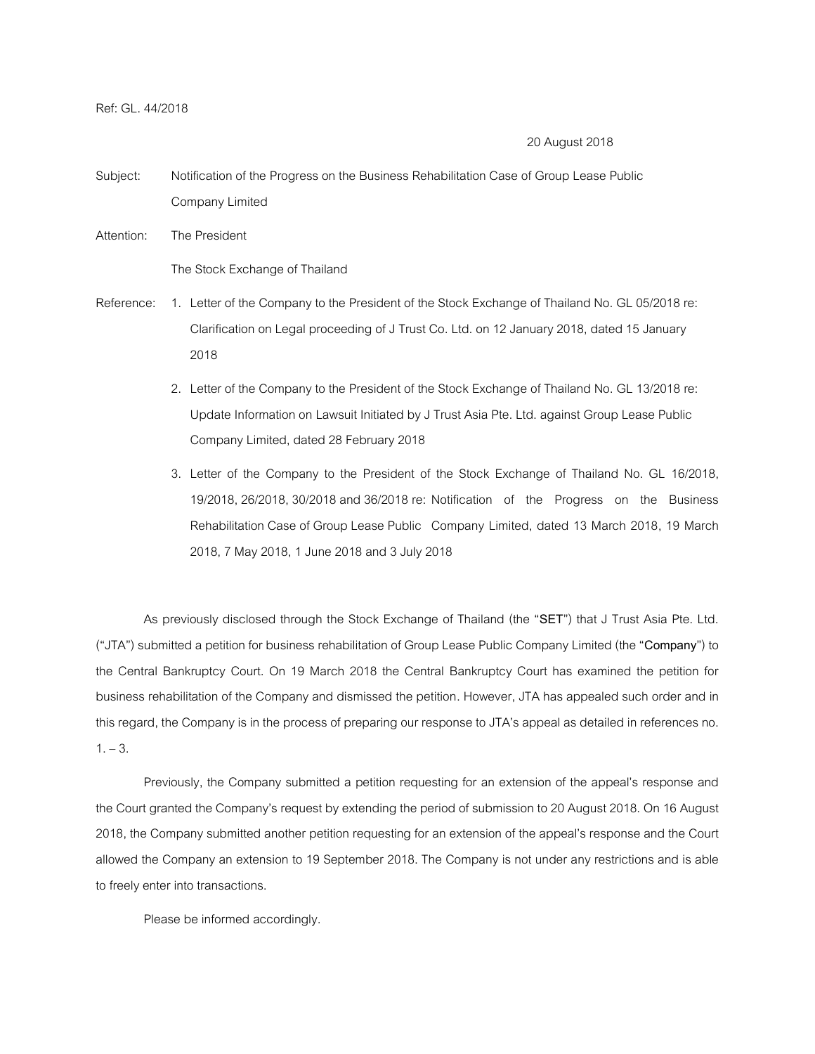Ref: GL. 44/2018

20 August 2018

Subject: Notification of the Progress on the Business Rehabilitation Case of Group Lease Public Company Limited

Attention: The President

The Stock Exchange of Thailand

Reference:

1. Letter of the Company to the President of the Stock Exchange of Thailand No. GL 05/2018 re: Clarification on Legal proceeding of J Trust Co. Ltd. on 12 January 2018, dated 15 January 2018
2. Letter of the Company to the President of the Stock Exchange of Thailand No. GL 13/2018 re: Update Information on Lawsuit Initiated by J Trust Asia Pte. Ltd. against Group Lease Public Company Limited, dated 28 February 2018
3. Letter of the Company to the President of the Stock Exchange of Thailand No. GL 16/2018, 19/2018, 26/2018, 30/2018 and 36/2018 re: Notification of the Progress on the Business Rehabilitation Case of Group Lease Public Company Limited, dated 13 March 2018, 19 March 2018, 7 May 2018, 1 June 2018 and 3 July 2018

As previously disclosed through the Stock Exchange of Thailand (the "**SET**") that J Trust Asia Pte. Ltd. ("JTA") submitted a petition for business rehabilitation of Group Lease Public Company Limited (the "**Company**") to the Central Bankruptcy Court. On 19 March 2018 the Central Bankruptcy Court has examined the petition for business rehabilitation of the Company and dismissed the petition. However, JTA has appealed such order and in this regard, the Company is in the process of preparing our response to JTA's appeal as detailed in references no. 1. – 3.

Previously, the Company submitted a petition requesting for an extension of the appeal's response and the Court granted the Company's request by extending the period of submission to 20 August 2018. On 16 August 2018, the Company submitted another petition requesting for an extension of the appeal's response and the Court allowed the Company an extension to 19 September 2018. The Company is not under any restrictions and is able to freely enter into transactions.

Please be informed accordingly.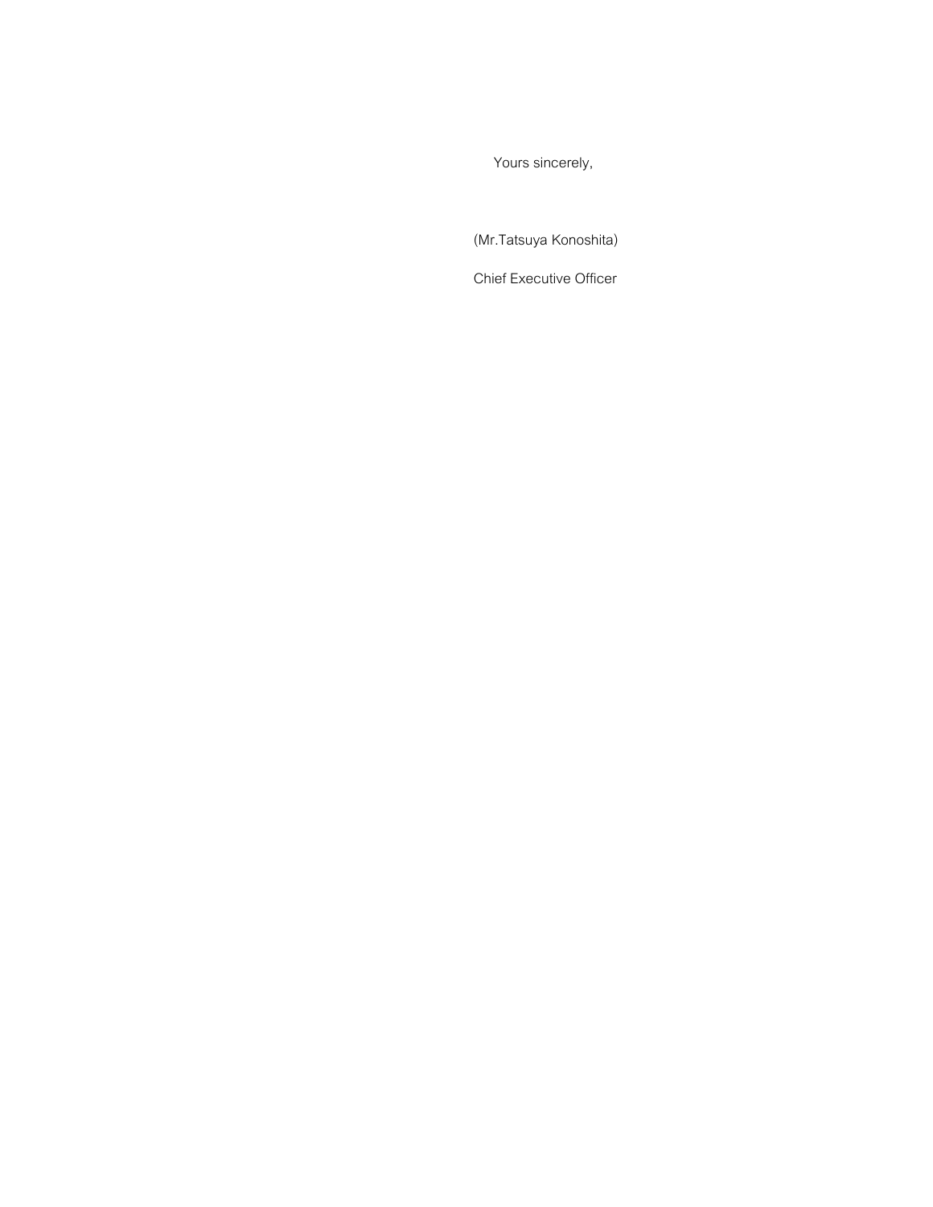Yours sincerely,

(Mr.Tatsuya Konoshita)

Chief Executive Officer